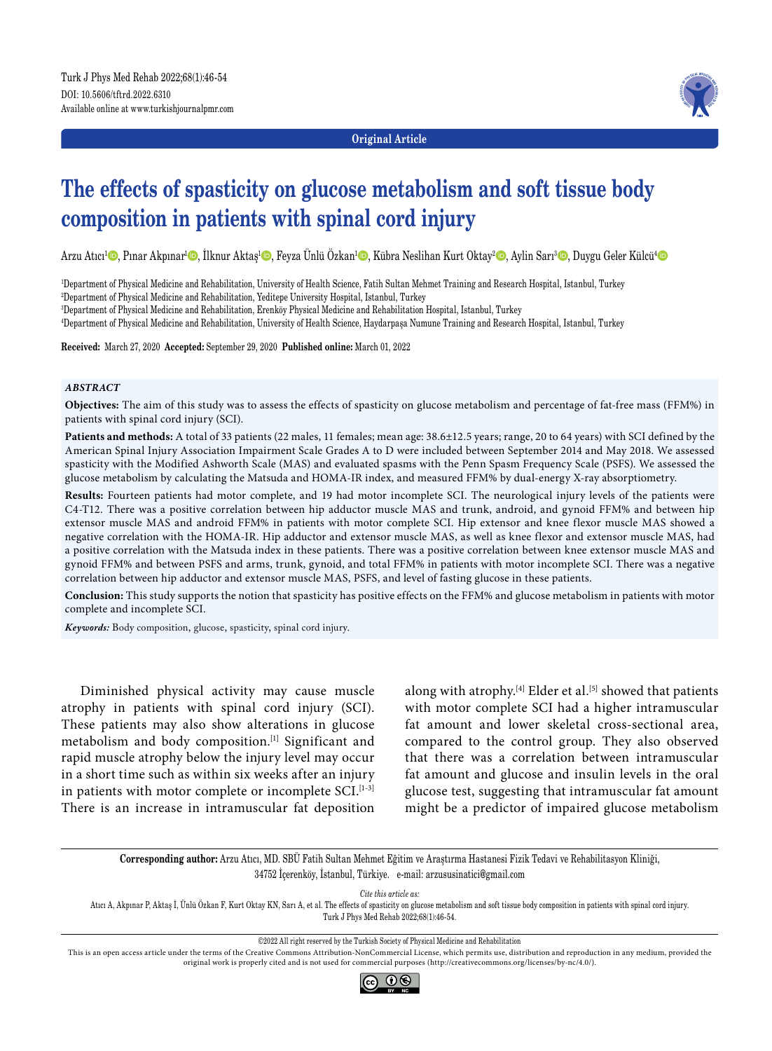Original Article

# The effects of spasticity on glucose metabolism and soft tissue body composition in patients with spinal cord injury

Arzu Atıcı[1], Pınar Akpınar[1], İlknur Aktaş[1], Feyza Ünlü Özkan[1], Kübra Neslihan Kurt Oktay[2], Aylin Sarı[3], Duygu Geler Külcü[4]

[1]Department of Physical Medicine and Rehabilitation, University of Health Science, Fatih Sultan Mehmet Training and Research Hospital, Istanbul, Turkey
[2]Department of Physical Medicine and Rehabilitation, Yeditepe University Hospital, Istanbul, Turkey
[3]Department of Physical Medicine and Rehabilitation, Erenköy Physical Medicine and Rehabilitation Hospital, Istanbul, Turkey
[4]Department of Physical Medicine and Rehabilitation, University of Health Science, Haydarpaşa Numune Training and Research Hospital, Istanbul, Turkey

**Received:** March 27, 2020 **Accepted:** September 29, 2020 **Published online:** March 01, 2022

### *ABSTRACT*

**Objectives:** The aim of this study was to assess the effects of spasticity on glucose metabolism and percentage of fat-free mass (FFM%) in patients with spinal cord injury (SCI).

**Patients and methods:** A total of 33 patients (22 males, 11 females; mean age: 38.6±12.5 years; range, 20 to 64 years) with SCI defined by the American Spinal Injury Association Impairment Scale Grades A to D were included between September 2014 and May 2018. We assessed spasticity with the Modified Ashworth Scale (MAS) and evaluated spasms with the Penn Spasm Frequency Scale (PSFS). We assessed the glucose metabolism by calculating the Matsuda and HOMA-IR index, and measured FFM% by dual-energy X-ray absorptiometry.

**Results:** Fourteen patients had motor complete, and 19 had motor incomplete SCI. The neurological injury levels of the patients were C4-T12. There was a positive correlation between hip adductor muscle MAS and trunk, android, and gynoid FFM% and between hip extensor muscle MAS and android FFM% in patients with motor complete SCI. Hip extensor and knee flexor muscle MAS showed a negative correlation with the HOMA-IR. Hip adductor and extensor muscle MAS, as well as knee flexor and extensor muscle MAS, had a positive correlation with the Matsuda index in these patients. There was a positive correlation between knee extensor muscle MAS and gynoid FFM% and between PSFS and arms, trunk, gynoid, and total FFM% in patients with motor incomplete SCI. There was a negative correlation between hip adductor and extensor muscle MAS, PSFS, and level of fasting glucose in these patients.

**Conclusion:** This study supports the notion that spasticity has positive effects on the FFM% and glucose metabolism in patients with motor complete and incomplete SCI.

***Keywords:*** Body composition, glucose, spasticity, spinal cord injury.

Diminished physical activity may cause muscle atrophy in patients with spinal cord injury (SCI). These patients may also show alterations in glucose metabolism and body composition.[1] Significant and rapid muscle atrophy below the injury level may occur in a short time such as within six weeks after an injury in patients with motor complete or incomplete SCI.[1-3] There is an increase in intramuscular fat deposition along with atrophy.[4] Elder et al.[5] showed that patients with motor complete SCI had a higher intramuscular fat amount and lower skeletal cross-sectional area, compared to the control group. They also observed that there was a correlation between intramuscular fat amount and glucose and insulin levels in the oral glucose test, suggesting that intramuscular fat amount might be a predictor of impaired glucose metabolism

**Corresponding author:** Arzu Atıcı, MD. SBÜ Fatih Sultan Mehmet Eğitim ve Araştırma Hastanesi Fizik Tedavi ve Rehabilitasyon Kliniği, 34752 İçerenköy, İstanbul, Türkiye. e-mail: arzusinatici@gmail.com

*Cite this article as:*
Atıcı A, Akpınar P, Aktaş İ, Ünlü Özkan F, Kurt Oktay KN, Sarı A, et al. The effects of spasticity on glucose metabolism and soft tissue body composition in patients with spinal cord injury. Turk J Phys Med Rehab 2022;68(1):46-54.

©2022 All right reserved by the Turkish Society of Physical Medicine and Rehabilitation
This is an open access article under the terms of the Creative Commons Attribution-NonCommercial License, which permits use, distribution and reproduction in any medium, provided the original work is properly cited and is not used for commercial purposes (http://creativecommons.org/licenses/by-nc/4.0/).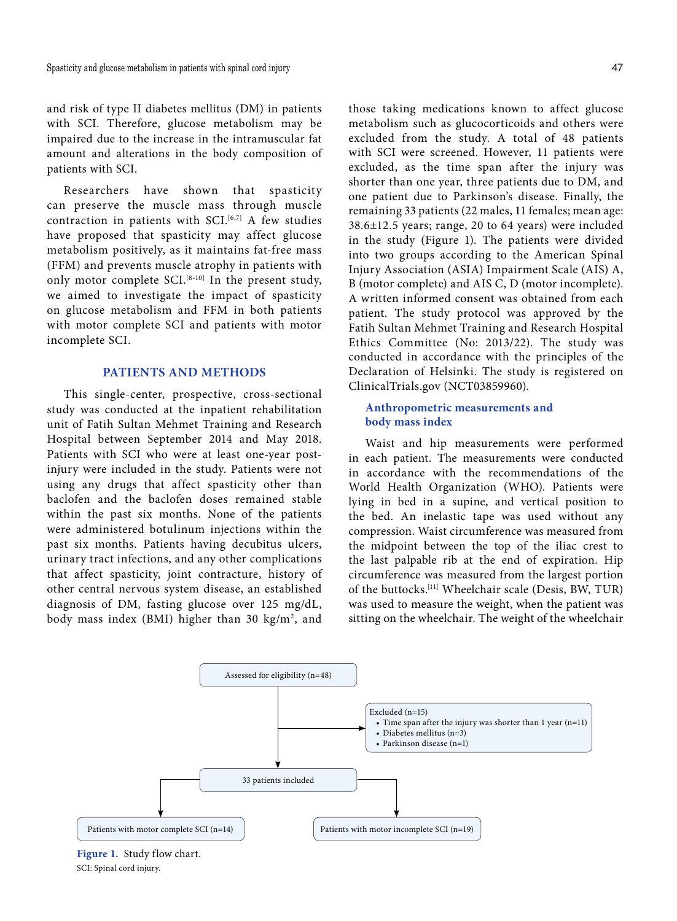and risk of type II diabetes mellitus (DM) in patients with SCI. Therefore, glucose metabolism may be impaired due to the increase in the intramuscular fat amount and alterations in the body composition of patients with SCI.

Researchers have shown that spasticity can preserve the muscle mass through muscle contraction in patients with SCI.[6,7] A few studies have proposed that spasticity may affect glucose metabolism positively, as it maintains fat-free mass (FFM) and prevents muscle atrophy in patients with only motor complete SCI.[8-10] In the present study, we aimed to investigate the impact of spasticity on glucose metabolism and FFM in both patients with motor complete SCI and patients with motor incomplete SCI.

## PATIENTS AND METHODS

This single-center, prospective, cross-sectional study was conducted at the inpatient rehabilitation unit of Fatih Sultan Mehmet Training and Research Hospital between September 2014 and May 2018. Patients with SCI who were at least one-year post-injury were included in the study. Patients were not using any drugs that affect spasticity other than baclofen and the baclofen doses remained stable within the past six months. None of the patients were administered botulinum injections within the past six months. Patients having decubitus ulcers, urinary tract infections, and any other complications that affect spasticity, joint contracture, history of other central nervous system disease, an established diagnosis of DM, fasting glucose over 125 mg/dL, body mass index (BMI) higher than 30 kg/m$^2$, and those taking medications known to affect glucose metabolism such as glucocorticoids and others were excluded from the study. A total of 48 patients with SCI were screened. However, 11 patients were excluded, as the time span after the injury was shorter than one year, three patients due to DM, and one patient due to Parkinson's disease. Finally, the remaining 33 patients (22 males, 11 females; mean age: 38.6±12.5 years; range, 20 to 64 years) were included in the study (Figure 1). The patients were divided into two groups according to the American Spinal Injury Association (ASIA) Impairment Scale (AIS) A, B (motor complete) and AIS C, D (motor incomplete). A written informed consent was obtained from each patient. The study protocol was approved by the Fatih Sultan Mehmet Training and Research Hospital Ethics Committee (No: 2013/22). The study was conducted in accordance with the principles of the Declaration of Helsinki. The study is registered on ClinicalTrials.gov (NCT03859960).

### Anthropometric measurements and body mass index

Waist and hip measurements were performed in each patient. The measurements were conducted in accordance with the recommendations of the World Health Organization (WHO). Patients were lying in bed in a supine, and vertical position to the bed. An inelastic tape was used without any compression. Waist circumference was measured from the midpoint between the top of the iliac crest to the last palpable rib at the end of expiration. Hip circumference was measured from the largest portion of the buttocks.[11] Wheelchair scale (Desis, BW, TUR) was used to measure the weight, when the patient was sitting on the wheelchair. The weight of the wheelchair

Assessed for eligibility (n=48)

Excluded (n=15)
- Time span after the injury was shorter than 1 year (n=11)
- Diabetes mellitus (n=3)
- Parkinson disease (n=1)

33 patients included

Patients with motor complete SCI (n=14)

Patients with motor incomplete SCI (n=19)

**Figure 1.** Study flow chart.
SCI: Spinal cord injury.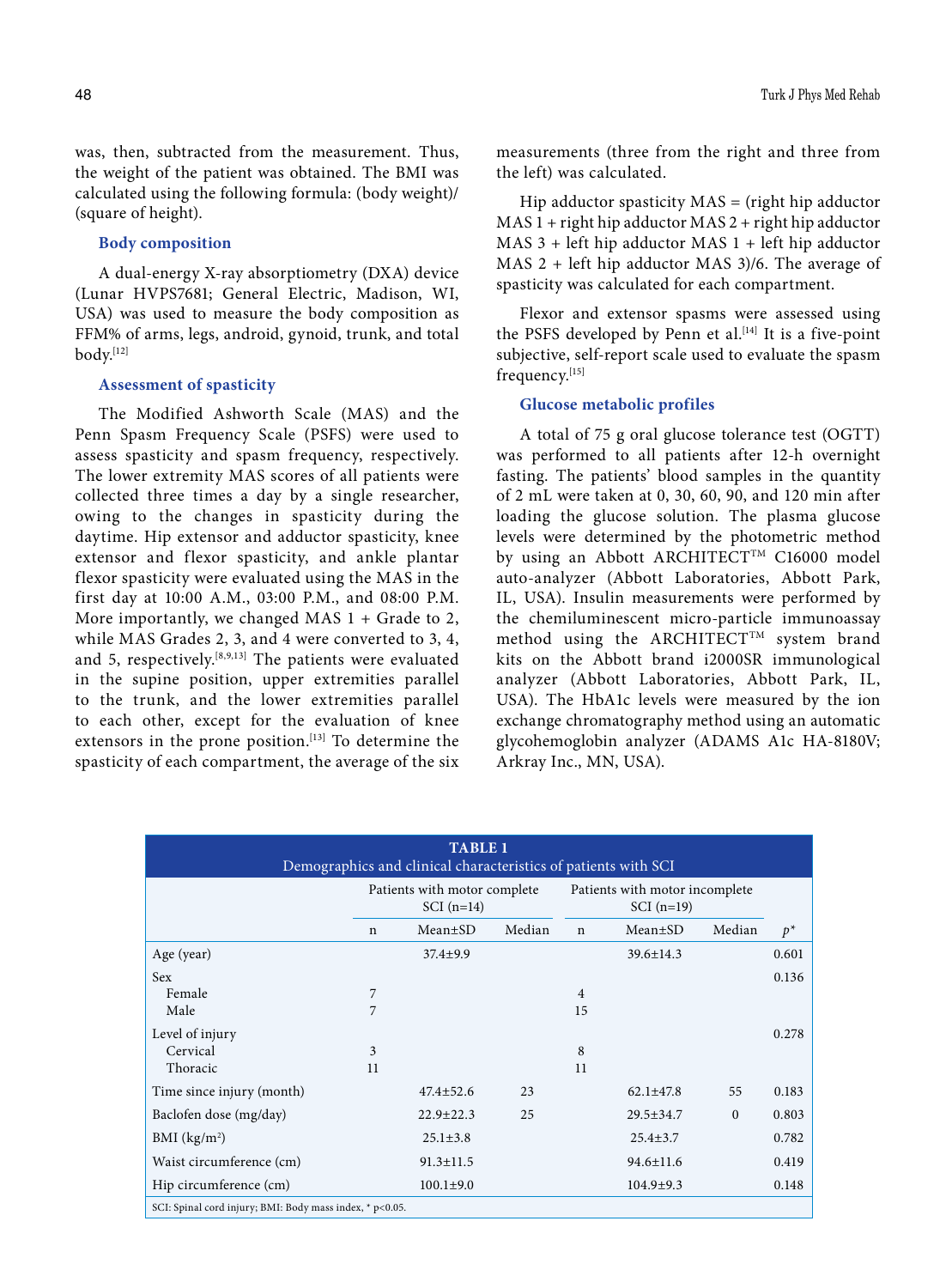was, then, subtracted from the measurement. Thus, the weight of the patient was obtained. The BMI was calculated using the following formula: (body weight)/(square of height).

### Body composition

A dual-energy X-ray absorptiometry (DXA) device (Lunar HVPS7681; General Electric, Madison, WI, USA) was used to measure the body composition as FFM% of arms, legs, android, gynoid, trunk, and total body.[12]

### Assessment of spasticity

The Modified Ashworth Scale (MAS) and the Penn Spasm Frequency Scale (PSFS) were used to assess spasticity and spasm frequency, respectively. The lower extremity MAS scores of all patients were collected three times a day by a single researcher, owing to the changes in spasticity during the daytime. Hip extensor and adductor spasticity, knee extensor and flexor spasticity, and ankle plantar flexor spasticity were evaluated using the MAS in the first day at 10:00 A.M., 03:00 P.M., and 08:00 P.M. More importantly, we changed MAS 1 + Grade to 2, while MAS Grades 2, 3, and 4 were converted to 3, 4, and 5, respectively.[8,9,13] The patients were evaluated in the supine position, upper extremities parallel to the trunk, and the lower extremities parallel to each other, except for the evaluation of knee extensors in the prone position.[13] To determine the spasticity of each compartment, the average of the six measurements (three from the right and three from the left) was calculated.

Hip adductor spasticity MAS = (right hip adductor MAS 1 + right hip adductor MAS 2 + right hip adductor MAS 3 + left hip adductor MAS 1 + left hip adductor MAS 2 + left hip adductor MAS 3)/6. The average of spasticity was calculated for each compartment.

Flexor and extensor spasms were assessed using the PSFS developed by Penn et al.[14] It is a five-point subjective, self-report scale used to evaluate the spasm frequency.[15]

### Glucose metabolic profiles

A total of 75 g oral glucose tolerance test (OGTT) was performed to all patients after 12-h overnight fasting. The patients' blood samples in the quantity of 2 mL were taken at 0, 30, 60, 90, and 120 min after loading the glucose solution. The plasma glucose levels were determined by the photometric method by using an Abbott ARCHITECT™ C16000 model auto-analyzer (Abbott Laboratories, Abbott Park, IL, USA). Insulin measurements were performed by the chemiluminescent micro-particle immunoassay method using the ARCHITECT™ system brand kits on the Abbott brand i2000SR immunological analyzer (Abbott Laboratories, Abbott Park, IL, USA). The HbA1c levels were measured by the ion exchange chromatography method using an automatic glycohemoglobin analyzer (ADAMS A1c HA-8180V; Arkray Inc., MN, USA).

**TABLE 1**
Demographics and clinical characteristics of patients with SCI

| | Patients with motor complete SCI (n=14) | | | Patients with motor incomplete SCI (n=19) | | | |
|---|---|---|---|---|---|---|---|
| | n | Mean±SD | Median | n | Mean±SD | Median | $p$* |
| Age (year) | | 37.4±9.9 | | | 39.6±14.3 | | 0.601 |
| Sex | | | | | | | 0.136 |
| Female | 7 | | | 4 | | | |
| Male | 7 | | | 15 | | | |
| Level of injury | | | | | | | 0.278 |
| Cervical | 3 | | | 8 | | | |
| Thoracic | 11 | | | 11 | | | |
| Time since injury (month) | | 47.4±52.6 | 23 | | 62.1±47.8 | 55 | 0.183 |
| Baclofen dose (mg/day) | | 22.9±22.3 | 25 | | 29.5±34.7 | 0 | 0.803 |
| BMI (kg/m$^2$) | | 25.1±3.8 | | | 25.4±3.7 | | 0.782 |
| Waist circumference (cm) | | 91.3±11.5 | | | 94.6±11.6 | | 0.419 |
| Hip circumference (cm) | | 100.1±9.0 | | | 104.9±9.3 | | 0.148 |

SCI: Spinal cord injury; BMI: Body mass index, * p<0.05.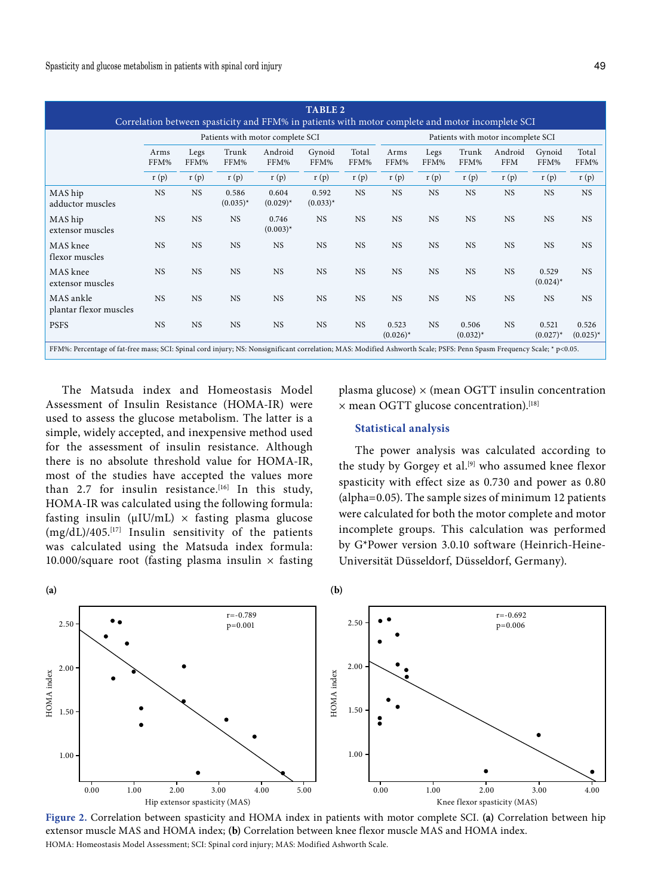**TABLE 2**

Correlation between spasticity and FFM% in patients with motor complete and motor incomplete SCI

| | Patients with motor complete SCI | | | | | | Patients with motor incomplete SCI | | | | | |
|---|---|---|---|---|---|---|---|---|---|---|---|---|
| | Arms FFM% | Legs FFM% | Trunk FFM% | Android FFM% | Gynoid FFM% | Total FFM% | Arms FFM% | Legs FFM% | Trunk FFM% | Android FFM | Gynoid FFM% | Total FFM% |
| | r (p) | r (p) | r (p) | r (p) | r (p) | r (p) | r (p) | r (p) | r (p) | r (p) | r (p) | r (p) |
| MAS hip adductor muscles | NS | NS | 0.586 (0.035)* | 0.604 (0.029)* | 0.592 (0.033)* | NS | NS | NS | NS | NS | NS | NS |
| MAS hip extensor muscles | NS | NS | NS | 0.746 (0.003)* | NS | NS | NS | NS | NS | NS | NS | NS |
| MAS knee flexor muscles | NS | NS | NS | NS | NS | NS | NS | NS | NS | NS | NS | NS |
| MAS knee extensor muscles | NS | NS | NS | NS | NS | NS | NS | NS | NS | NS | 0.529 (0.024)* | NS |
| MAS ankle plantar flexor muscles | NS | NS | NS | NS | NS | NS | NS | NS | NS | NS | NS | NS |
| PSFS | NS | NS | NS | NS | NS | NS | 0.523 (0.026)* | NS | 0.506 (0.032)* | NS | 0.521 (0.027)* | 0.526 (0.025)* |

FFM%: Percentage of fat-free mass; SCI: Spinal cord injury; NS: Nonsignificant correlation; MAS: Modified Ashworth Scale; PSFS: Penn Spasm Frequency Scale; * p<0.05.

The Matsuda index and Homeostasis Model Assessment of Insulin Resistance (HOMA-IR) were used to assess the glucose metabolism. The latter is a simple, widely accepted, and inexpensive method used for the assessment of insulin resistance. Although there is no absolute threshold value for HOMA-IR, most of the studies have accepted the values more than 2.7 for insulin resistance.[16] In this study, HOMA-IR was calculated using the following formula: fasting insulin (μIU/mL) × fasting plasma glucose (mg/dL)/405.[17] Insulin sensitivity of the patients was calculated using the Matsuda index formula: 10.000/square root (fasting plasma insulin × fasting plasma glucose) × (mean OGTT insulin concentration × mean OGTT glucose concentration).[18]

### Statistical analysis

The power analysis was calculated according to the study by Gorgey et al.[9] who assumed knee flexor spasticity with effect size as 0.730 and power as 0.80 (alpha=0.05). The sample sizes of minimum 12 patients were calculated for both the motor complete and motor incomplete groups. This calculation was performed by G*Power version 3.0.10 software (Heinrich-Heine-Universität Düsseldorf, Düsseldorf, Germany).

**Figure 2.** Correlation between spasticity and HOMA index in patients with motor complete SCI. **(a)** Correlation between hip extensor muscle MAS and HOMA index; **(b)** Correlation between knee flexor muscle MAS and HOMA index.

HOMA: Homeostasis Model Assessment; SCI: Spinal cord injury; MAS: Modified Ashworth Scale.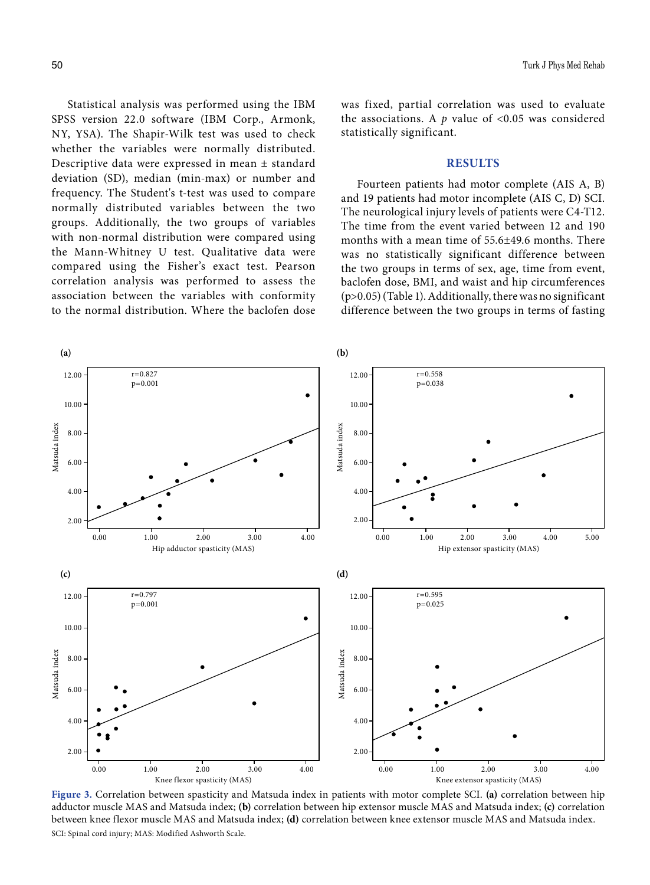Statistical analysis was performed using the IBM SPSS version 22.0 software (IBM Corp., Armonk, NY, YSA). The Shapir-Wilk test was used to check whether the variables were normally distributed. Descriptive data were expressed in mean ± standard deviation (SD), median (min-max) or number and frequency. The Student's t-test was used to compare normally distributed variables between the two groups. Additionally, the two groups of variables with non-normal distribution were compared using the Mann-Whitney U test. Qualitative data were compared using the Fisher's exact test. Pearson correlation analysis was performed to assess the association between the variables with conformity to the normal distribution. Where the baclofen dose was fixed, partial correlation was used to evaluate the associations. A *p* value of <0.05 was considered statistically significant.

## RESULTS

Fourteen patients had motor complete (AIS A, B) and 19 patients had motor incomplete (AIS C, D) SCI. The neurological injury levels of patients were C4-T12. The time from the event varied between 12 and 190 months with a mean time of 55.6±49.6 months. There was no statistically significant difference between the two groups in terms of sex, age, time from event, baclofen dose, BMI, and waist and hip circumferences (p>0.05) (Table 1). Additionally, there was no significant difference between the two groups in terms of fasting

**Figure 3.** Correlation between spasticity and Matsuda index in patients with motor complete SCI. **(a)** correlation between hip adductor muscle MAS and Matsuda index; **(b)** correlation between hip extensor muscle MAS and Matsuda index; **(c)** correlation between knee flexor muscle MAS and Matsuda index; **(d)** correlation between knee extensor muscle MAS and Matsuda index.

SCI: Spinal cord injury; MAS: Modified Ashworth Scale.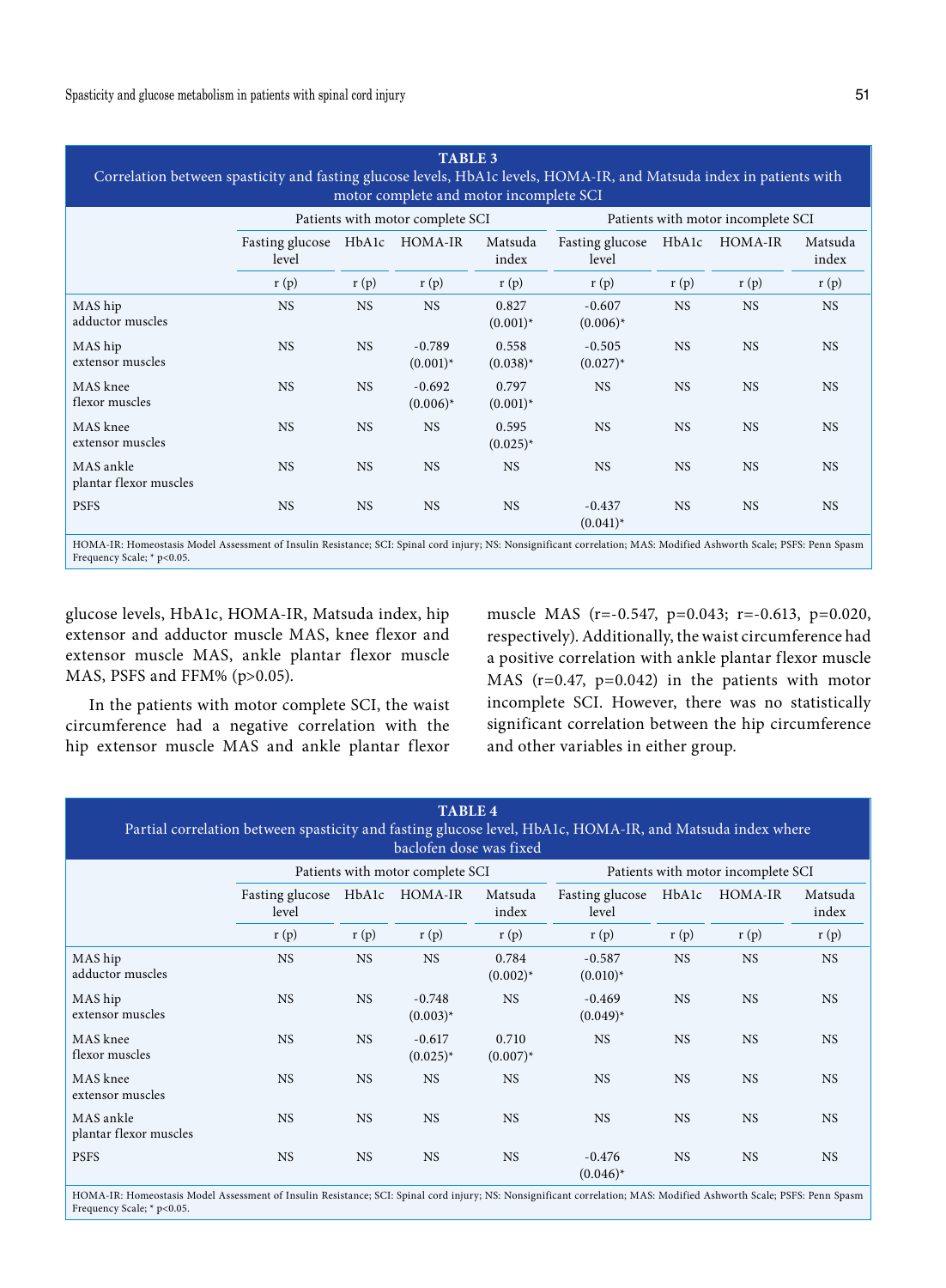**TABLE 3**
Correlation between spasticity and fasting glucose levels, HbA1c levels, HOMA-IR, and Matsuda index in patients with motor complete and motor incomplete SCI

| | Patients with motor complete SCI | | | | Patients with motor incomplete SCI | | | |
|---|---|---|---|---|---|---|---|---|
| | Fasting glucose level | HbA1c | HOMA-IR | Matsuda index | Fasting glucose level | HbA1c | HOMA-IR | Matsuda index |
| | r (p) | r (p) | r (p) | r (p) | r (p) | r (p) | r (p) | r (p) |
| MAS hip adductor muscles | NS | NS | NS | 0.827 (0.001)* | -0.607 (0.006)* | NS | NS | NS |
| MAS hip extensor muscles | NS | NS | -0.789 (0.001)* | 0.558 (0.038)* | -0.505 (0.027)* | NS | NS | NS |
| MAS knee flexor muscles | NS | NS | -0.692 (0.006)* | 0.797 (0.001)* | NS | NS | NS | NS |
| MAS knee extensor muscles | NS | NS | NS | 0.595 (0.025)* | NS | NS | NS | NS |
| MAS ankle plantar flexor muscles | NS | NS | NS | NS | NS | NS | NS | NS |
| PSFS | NS | NS | NS | NS | -0.437 (0.041)* | NS | NS | NS |

HOMA-IR: Homeostasis Model Assessment of Insulin Resistance; SCI: Spinal cord injury; NS: Nonsignificant correlation; MAS: Modified Ashworth Scale; PSFS: Penn Spasm Frequency Scale; * p<0.05.

glucose levels, HbA1c, HOMA-IR, Matsuda index, hip extensor and adductor muscle MAS, knee flexor and extensor muscle MAS, ankle plantar flexor muscle MAS, PSFS and FFM% ($p>0.05$).

In the patients with motor complete SCI, the waist circumference had a negative correlation with the hip extensor muscle MAS and ankle plantar flexor muscle MAS ($r=-0.547$, $p=0.043$; $r=-0.613$, $p=0.020$, respectively). Additionally, the waist circumference had a positive correlation with ankle plantar flexor muscle MAS ($r=0.47$, $p=0.042$) in the patients with motor incomplete SCI. However, there was no statistically significant correlation between the hip circumference and other variables in either group.

**TABLE 4**
Partial correlation between spasticity and fasting glucose level, HbA1c, HOMA-IR, and Matsuda index where baclofen dose was fixed

| | Patients with motor complete SCI | | | | Patients with motor incomplete SCI | | | |
|---|---|---|---|---|---|---|---|---|
| | Fasting glucose level | HbA1c | HOMA-IR | Matsuda index | Fasting glucose level | HbA1c | HOMA-IR | Matsuda index |
| | r (p) | r (p) | r (p) | r (p) | r (p) | r (p) | r (p) | r (p) |
| MAS hip adductor muscles | NS | NS | NS | 0.784 (0.002)* | -0.587 (0.010)* | NS | NS | NS |
| MAS hip extensor muscles | NS | NS | -0.748 (0.003)* | NS | -0.469 (0.049)* | NS | NS | NS |
| MAS knee flexor muscles | NS | NS | -0.617 (0.025)* | 0.710 (0.007)* | NS | NS | NS | NS |
| MAS knee extensor muscles | NS | NS | NS | NS | NS | NS | NS | NS |
| MAS ankle plantar flexor muscles | NS | NS | NS | NS | NS | NS | NS | NS |
| PSFS | NS | NS | NS | NS | -0.476 (0.046)* | NS | NS | NS |

HOMA-IR: Homeostasis Model Assessment of Insulin Resistance; SCI: Spinal cord injury; NS: Nonsignificant correlation; MAS: Modified Ashworth Scale; PSFS: Penn Spasm Frequency Scale; * p<0.05.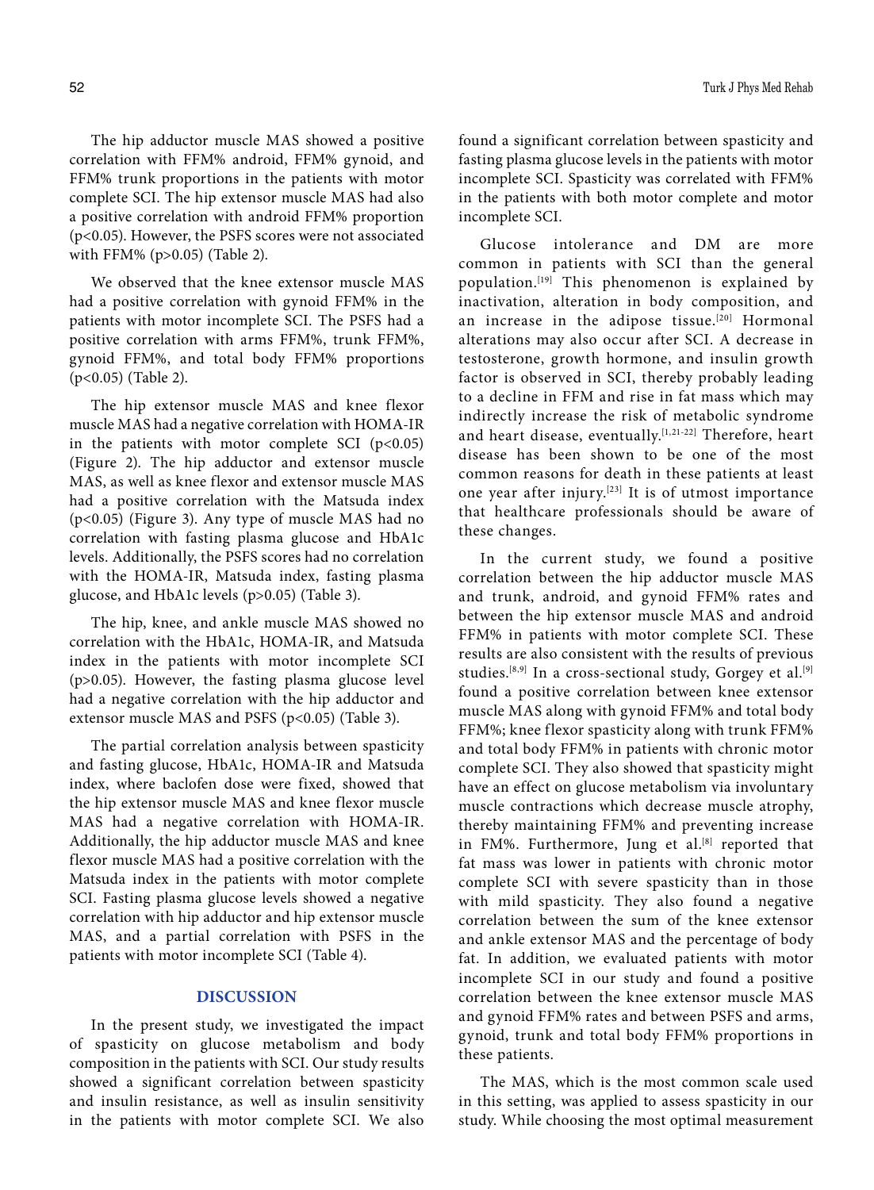The hip adductor muscle MAS showed a positive correlation with FFM% android, FFM% gynoid, and FFM% trunk proportions in the patients with motor complete SCI. The hip extensor muscle MAS had also a positive correlation with android FFM% proportion ($p<0.05$). However, the PSFS scores were not associated with FFM% ($p>0.05$) (Table 2).

We observed that the knee extensor muscle MAS had a positive correlation with gynoid FFM% in the patients with motor incomplete SCI. The PSFS had a positive correlation with arms FFM%, trunk FFM%, gynoid FFM%, and total body FFM% proportions ($p<0.05$) (Table 2).

The hip extensor muscle MAS and knee flexor muscle MAS had a negative correlation with HOMA-IR in the patients with motor complete SCI ($p<0.05$) (Figure 2). The hip adductor and extensor muscle MAS, as well as knee flexor and extensor muscle MAS had a positive correlation with the Matsuda index ($p<0.05$) (Figure 3). Any type of muscle MAS had no correlation with fasting plasma glucose and HbA1c levels. Additionally, the PSFS scores had no correlation with the HOMA-IR, Matsuda index, fasting plasma glucose, and HbA1c levels ($p>0.05$) (Table 3).

The hip, knee, and ankle muscle MAS showed no correlation with the HbA1c, HOMA-IR, and Matsuda index in the patients with motor incomplete SCI ($p>0.05$). However, the fasting plasma glucose level had a negative correlation with the hip adductor and extensor muscle MAS and PSFS ($p<0.05$) (Table 3).

The partial correlation analysis between spasticity and fasting glucose, HbA1c, HOMA-IR and Matsuda index, where baclofen dose were fixed, showed that the hip extensor muscle MAS and knee flexor muscle MAS had a negative correlation with HOMA-IR. Additionally, the hip adductor muscle MAS and knee flexor muscle MAS had a positive correlation with the Matsuda index in the patients with motor complete SCI. Fasting plasma glucose levels showed a negative correlation with hip adductor and hip extensor muscle MAS, and a partial correlation with PSFS in the patients with motor incomplete SCI (Table 4).

## DISCUSSION

In the present study, we investigated the impact of spasticity on glucose metabolism and body composition in the patients with SCI. Our study results showed a significant correlation between spasticity and insulin resistance, as well as insulin sensitivity in the patients with motor complete SCI. We also found a significant correlation between spasticity and fasting plasma glucose levels in the patients with motor incomplete SCI. Spasticity was correlated with FFM% in the patients with both motor complete and motor incomplete SCI.

Glucose intolerance and DM are more common in patients with SCI than the general population.[19] This phenomenon is explained by inactivation, alteration in body composition, and an increase in the adipose tissue.[20] Hormonal alterations may also occur after SCI. A decrease in testosterone, growth hormone, and insulin growth factor is observed in SCI, thereby probably leading to a decline in FFM and rise in fat mass which may indirectly increase the risk of metabolic syndrome and heart disease, eventually.[1,21-22] Therefore, heart disease has been shown to be one of the most common reasons for death in these patients at least one year after injury.[23] It is of utmost importance that healthcare professionals should be aware of these changes.

In the current study, we found a positive correlation between the hip adductor muscle MAS and trunk, android, and gynoid FFM% rates and between the hip extensor muscle MAS and android FFM% in patients with motor complete SCI. These results are also consistent with the results of previous studies.[8,9] In a cross-sectional study, Gorgey et al.[9] found a positive correlation between knee extensor muscle MAS along with gynoid FFM% and total body FFM%; knee flexor spasticity along with trunk FFM% and total body FFM% in patients with chronic motor complete SCI. They also showed that spasticity might have an effect on glucose metabolism via involuntary muscle contractions which decrease muscle atrophy, thereby maintaining FFM% and preventing increase in FM%. Furthermore, Jung et al.[8] reported that fat mass was lower in patients with chronic motor complete SCI with severe spasticity than in those with mild spasticity. They also found a negative correlation between the sum of the knee extensor and ankle extensor MAS and the percentage of body fat. In addition, we evaluated patients with motor incomplete SCI in our study and found a positive correlation between the knee extensor muscle MAS and gynoid FFM% rates and between PSFS and arms, gynoid, trunk and total body FFM% proportions in these patients.

The MAS, which is the most common scale used in this setting, was applied to assess spasticity in our study. While choosing the most optimal measurement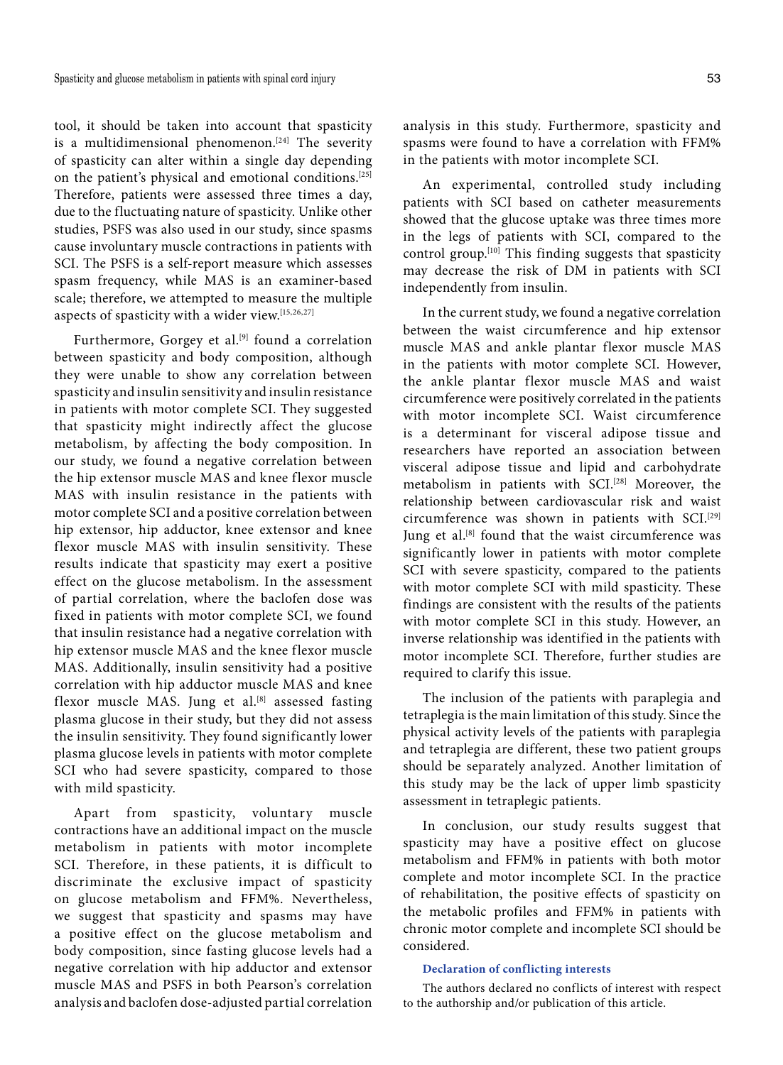tool, it should be taken into account that spasticity is a multidimensional phenomenon.[24] The severity of spasticity can alter within a single day depending on the patient's physical and emotional conditions.[25] Therefore, patients were assessed three times a day, due to the fluctuating nature of spasticity. Unlike other studies, PSFS was also used in our study, since spasms cause involuntary muscle contractions in patients with SCI. The PSFS is a self-report measure which assesses spasm frequency, while MAS is an examiner-based scale; therefore, we attempted to measure the multiple aspects of spasticity with a wider view.[15,26,27]

Furthermore, Gorgey et al.[9] found a correlation between spasticity and body composition, although they were unable to show any correlation between spasticity and insulin sensitivity and insulin resistance in patients with motor complete SCI. They suggested that spasticity might indirectly affect the glucose metabolism, by affecting the body composition. In our study, we found a negative correlation between the hip extensor muscle MAS and knee flexor muscle MAS with insulin resistance in the patients with motor complete SCI and a positive correlation between hip extensor, hip adductor, knee extensor and knee flexor muscle MAS with insulin sensitivity. These results indicate that spasticity may exert a positive effect on the glucose metabolism. In the assessment of partial correlation, where the baclofen dose was fixed in patients with motor complete SCI, we found that insulin resistance had a negative correlation with hip extensor muscle MAS and the knee flexor muscle MAS. Additionally, insulin sensitivity had a positive correlation with hip adductor muscle MAS and knee flexor muscle MAS. Jung et al.[8] assessed fasting plasma glucose in their study, but they did not assess the insulin sensitivity. They found significantly lower plasma glucose levels in patients with motor complete SCI who had severe spasticity, compared to those with mild spasticity.

Apart from spasticity, voluntary muscle contractions have an additional impact on the muscle metabolism in patients with motor incomplete SCI. Therefore, in these patients, it is difficult to discriminate the exclusive impact of spasticity on glucose metabolism and FFM%. Nevertheless, we suggest that spasticity and spasms may have a positive effect on the glucose metabolism and body composition, since fasting glucose levels had a negative correlation with hip adductor and extensor muscle MAS and PSFS in both Pearson's correlation analysis and baclofen dose-adjusted partial correlation analysis in this study. Furthermore, spasticity and spasms were found to have a correlation with FFM% in the patients with motor incomplete SCI.

An experimental, controlled study including patients with SCI based on catheter measurements showed that the glucose uptake was three times more in the legs of patients with SCI, compared to the control group.[10] This finding suggests that spasticity may decrease the risk of DM in patients with SCI independently from insulin.

In the current study, we found a negative correlation between the waist circumference and hip extensor muscle MAS and ankle plantar flexor muscle MAS in the patients with motor complete SCI. However, the ankle plantar flexor muscle MAS and waist circumference were positively correlated in the patients with motor incomplete SCI. Waist circumference is a determinant for visceral adipose tissue and researchers have reported an association between visceral adipose tissue and lipid and carbohydrate metabolism in patients with SCI.[28] Moreover, the relationship between cardiovascular risk and waist circumference was shown in patients with SCI.[29] Jung et al.[8] found that the waist circumference was significantly lower in patients with motor complete SCI with severe spasticity, compared to the patients with motor complete SCI with mild spasticity. These findings are consistent with the results of the patients with motor complete SCI in this study. However, an inverse relationship was identified in the patients with motor incomplete SCI. Therefore, further studies are required to clarify this issue.

The inclusion of the patients with paraplegia and tetraplegia is the main limitation of this study. Since the physical activity levels of the patients with paraplegia and tetraplegia are different, these two patient groups should be separately analyzed. Another limitation of this study may be the lack of upper limb spasticity assessment in tetraplegic patients.

In conclusion, our study results suggest that spasticity may have a positive effect on glucose metabolism and FFM% in patients with both motor complete and motor incomplete SCI. In the practice of rehabilitation, the positive effects of spasticity on the metabolic profiles and FFM% in patients with chronic motor complete and incomplete SCI should be considered.

#### Declaration of conflicting interests

The authors declared no conflicts of interest with respect to the authorship and/or publication of this article.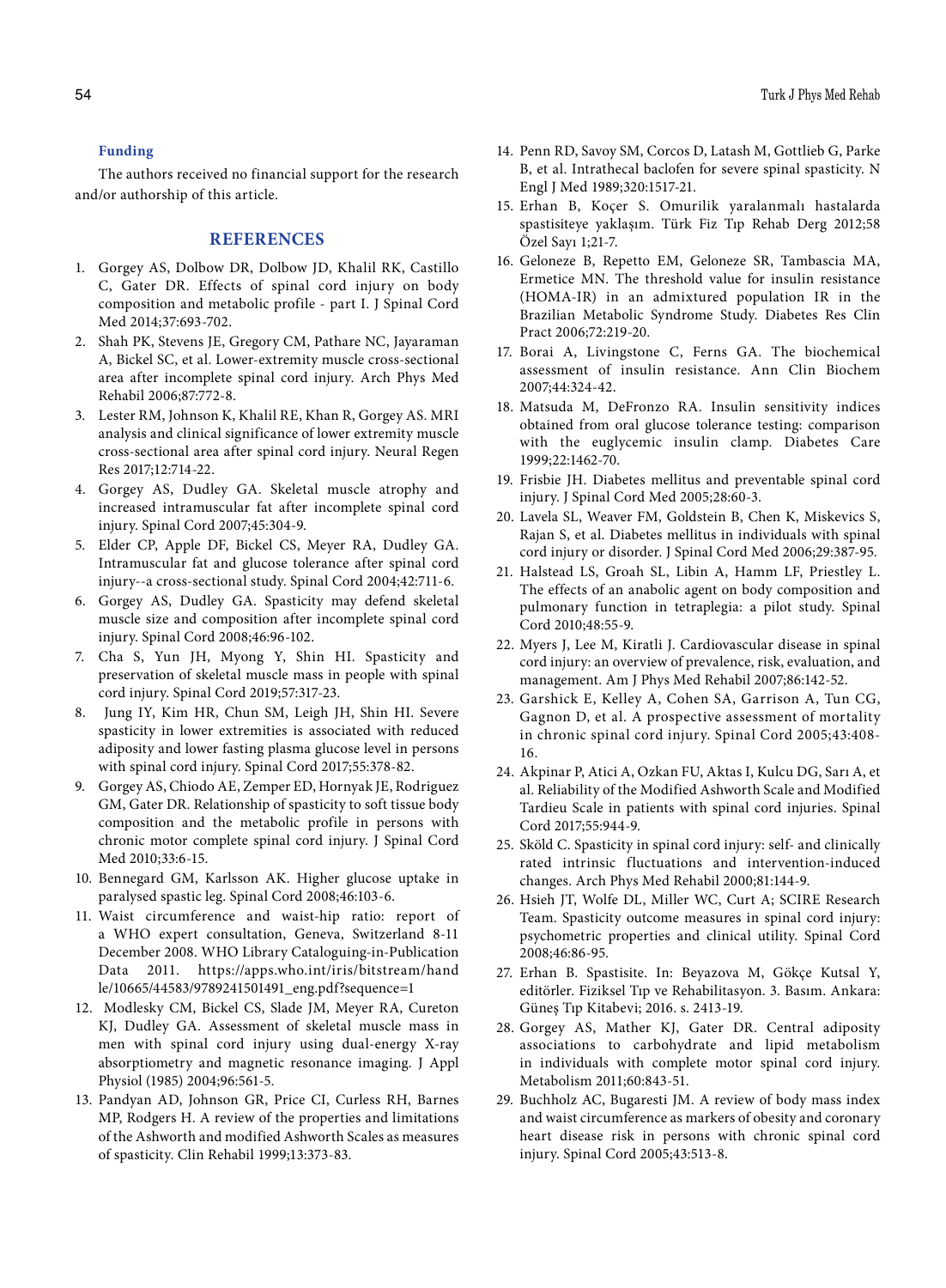## Funding

The authors received no financial support for the research and/or authorship of this article.

## REFERENCES

1. Gorgey AS, Dolbow DR, Dolbow JD, Khalil RK, Castillo C, Gater DR. Effects of spinal cord injury on body composition and metabolic profile - part I. J Spinal Cord Med 2014;37:693-702.
2. Shah PK, Stevens JE, Gregory CM, Pathare NC, Jayaraman A, Bickel SC, et al. Lower-extremity muscle cross-sectional area after incomplete spinal cord injury. Arch Phys Med Rehabil 2006;87:772-8.
3. Lester RM, Johnson K, Khalil RE, Khan R, Gorgey AS. MRI analysis and clinical significance of lower extremity muscle cross-sectional area after spinal cord injury. Neural Regen Res 2017;12:714-22.
4. Gorgey AS, Dudley GA. Skeletal muscle atrophy and increased intramuscular fat after incomplete spinal cord injury. Spinal Cord 2007;45:304-9.
5. Elder CP, Apple DF, Bickel CS, Meyer RA, Dudley GA. Intramuscular fat and glucose tolerance after spinal cord injury--a cross-sectional study. Spinal Cord 2004;42:711-6.
6. Gorgey AS, Dudley GA. Spasticity may defend skeletal muscle size and composition after incomplete spinal cord injury. Spinal Cord 2008;46:96-102.
7. Cha S, Yun JH, Myong Y, Shin HI. Spasticity and preservation of skeletal muscle mass in people with spinal cord injury. Spinal Cord 2019;57:317-23.
8. Jung IY, Kim HR, Chun SM, Leigh JH, Shin HI. Severe spasticity in lower extremities is associated with reduced adiposity and lower fasting plasma glucose level in persons with spinal cord injury. Spinal Cord 2017;55:378-82.
9. Gorgey AS, Chiodo AE, Zemper ED, Hornyak JE, Rodriguez GM, Gater DR. Relationship of spasticity to soft tissue body composition and the metabolic profile in persons with chronic motor complete spinal cord injury. J Spinal Cord Med 2010;33:6-15.
10. Bennegard GM, Karlsson AK. Higher glucose uptake in paralysed spastic leg. Spinal Cord 2008;46:103-6.
11. Waist circumference and waist-hip ratio: report of a WHO expert consultation, Geneva, Switzerland 8-11 December 2008. WHO Library Cataloguing-in-Publication Data 2011. https://apps.who.int/iris/bitstream/handle/10665/44583/9789241501491_eng.pdf?sequence=1
12. Modlesky CM, Bickel CS, Slade JM, Meyer RA, Cureton KJ, Dudley GA. Assessment of skeletal muscle mass in men with spinal cord injury using dual-energy X-ray absorptiometry and magnetic resonance imaging. J Appl Physiol (1985) 2004;96:561-5.
13. Pandyan AD, Johnson GR, Price CI, Curless RH, Barnes MP, Rodgers H. A review of the properties and limitations of the Ashworth and modified Ashworth Scales as measures of spasticity. Clin Rehabil 1999;13:373-83.
14. Penn RD, Savoy SM, Corcos D, Latash M, Gottlieb G, Parke B, et al. Intrathecal baclofen for severe spinal spasticity. N Engl J Med 1989;320:1517-21.
15. Erhan B, Koçer S. Omurilik yaralanmalı hastalarda spastisiteye yaklaşım. Türk Fiz Tıp Rehab Derg 2012;58 Özel Sayı 1;21-7.
16. Geloneze B, Repetto EM, Geloneze SR, Tambascia MA, Ermetice MN. The threshold value for insulin resistance (HOMA-IR) in an admixtured population IR in the Brazilian Metabolic Syndrome Study. Diabetes Res Clin Pract 2006;72:219-20.
17. Borai A, Livingstone C, Ferns GA. The biochemical assessment of insulin resistance. Ann Clin Biochem 2007;44:324-42.
18. Matsuda M, DeFronzo RA. Insulin sensitivity indices obtained from oral glucose tolerance testing: comparison with the euglycemic insulin clamp. Diabetes Care 1999;22:1462-70.
19. Frisbie JH. Diabetes mellitus and preventable spinal cord injury. J Spinal Cord Med 2005;28:60-3.
20. Lavela SL, Weaver FM, Goldstein B, Chen K, Miskevics S, Rajan S, et al. Diabetes mellitus in individuals with spinal cord injury or disorder. J Spinal Cord Med 2006;29:387-95.
21. Halstead LS, Groah SL, Libin A, Hamm LF, Priestley L. The effects of an anabolic agent on body composition and pulmonary function in tetraplegia: a pilot study. Spinal Cord 2010;48:55-9.
22. Myers J, Lee M, Kiratli J. Cardiovascular disease in spinal cord injury: an overview of prevalence, risk, evaluation, and management. Am J Phys Med Rehabil 2007;86:142-52.
23. Garshick E, Kelley A, Cohen SA, Garrison A, Tun CG, Gagnon D, et al. A prospective assessment of mortality in chronic spinal cord injury. Spinal Cord 2005;43:408-16.
24. Akpinar P, Atici A, Ozkan FU, Aktas I, Kulcu DG, Sarı A, et al. Reliability of the Modified Ashworth Scale and Modified Tardieu Scale in patients with spinal cord injuries. Spinal Cord 2017;55:944-9.
25. Sköld C. Spasticity in spinal cord injury: self- and clinically rated intrinsic fluctuations and intervention-induced changes. Arch Phys Med Rehabil 2000;81:144-9.
26. Hsieh JT, Wolfe DL, Miller WC, Curt A; SCIRE Research Team. Spasticity outcome measures in spinal cord injury: psychometric properties and clinical utility. Spinal Cord 2008;46:86-95.
27. Erhan B. Spastisite. In: Beyazova M, Gökçe Kutsal Y, editörler. Fiziksel Tıp ve Rehabilitasyon. 3. Basım. Ankara: Güneş Tıp Kitabevi; 2016. s. 2413-19.
28. Gorgey AS, Mather KJ, Gater DR. Central adiposity associations to carbohydrate and lipid metabolism in individuals with complete motor spinal cord injury. Metabolism 2011;60:843-51.
29. Buchholz AC, Bugaresti JM. A review of body mass index and waist circumference as markers of obesity and coronary heart disease risk in persons with chronic spinal cord injury. Spinal Cord 2005;43:513-8.